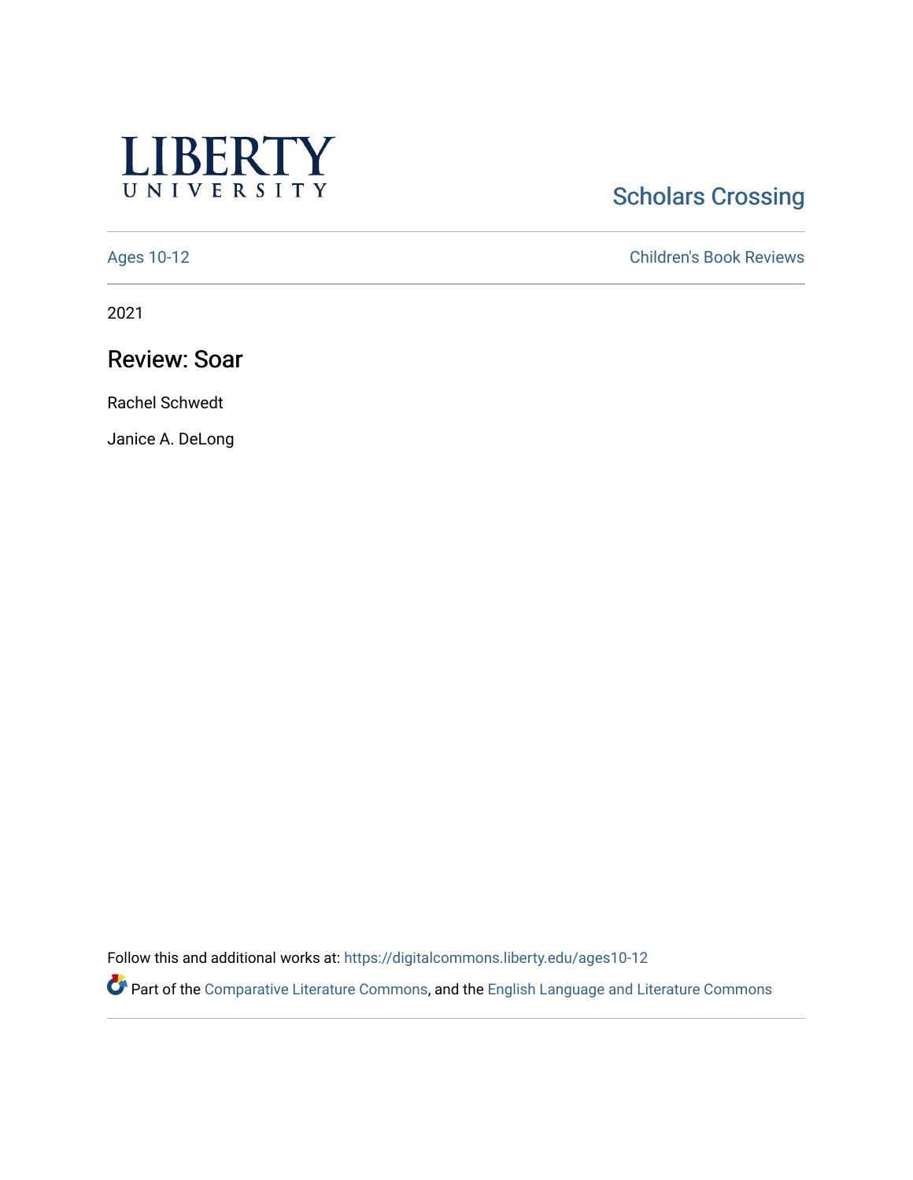LIBERTY UNIVERSITY

Scholars Crossing

Ages 10-12 | Children's Book Reviews

2021

# Review: Soar

Rachel Schwedt

Janice A. DeLong

Follow this and additional works at: https://digitalcommons.liberty.edu/ages10-12

Part of the Comparative Literature Commons, and the English Language and Literature Commons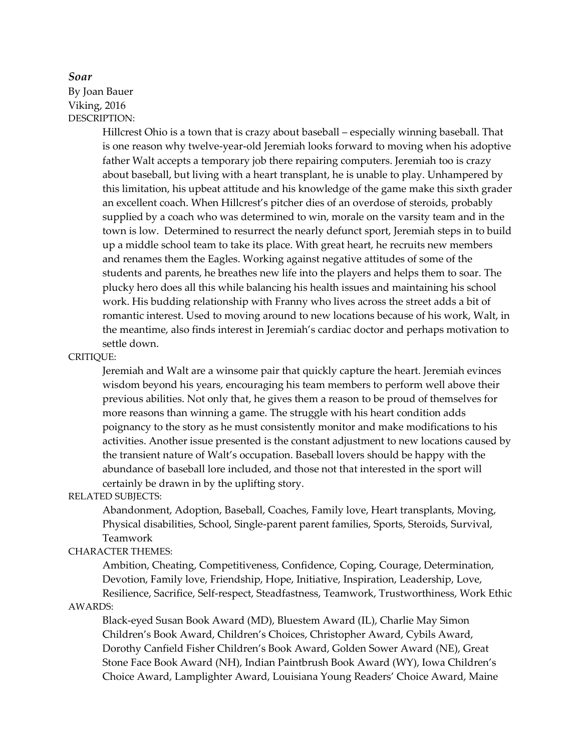***Soar***

By Joan Bauer

Viking, 2016

DESCRIPTION:

Hillcrest Ohio is a town that is crazy about baseball – especially winning baseball. That is one reason why twelve-year-old Jeremiah looks forward to moving when his adoptive father Walt accepts a temporary job there repairing computers. Jeremiah too is crazy about baseball, but living with a heart transplant, he is unable to play. Unhampered by this limitation, his upbeat attitude and his knowledge of the game make this sixth grader an excellent coach. When Hillcrest's pitcher dies of an overdose of steroids, probably supplied by a coach who was determined to win, morale on the varsity team and in the town is low. Determined to resurrect the nearly defunct sport, Jeremiah steps in to build up a middle school team to take its place. With great heart, he recruits new members and renames them the Eagles. Working against negative attitudes of some of the students and parents, he breathes new life into the players and helps them to soar. The plucky hero does all this while balancing his health issues and maintaining his school work. His budding relationship with Franny who lives across the street adds a bit of romantic interest. Used to moving around to new locations because of his work, Walt, in the meantime, also finds interest in Jeremiah's cardiac doctor and perhaps motivation to settle down.

CRITIQUE:

Jeremiah and Walt are a winsome pair that quickly capture the heart. Jeremiah evinces wisdom beyond his years, encouraging his team members to perform well above their previous abilities. Not only that, he gives them a reason to be proud of themselves for more reasons than winning a game. The struggle with his heart condition adds poignancy to the story as he must consistently monitor and make modifications to his activities. Another issue presented is the constant adjustment to new locations caused by the transient nature of Walt's occupation. Baseball lovers should be happy with the abundance of baseball lore included, and those not that interested in the sport will certainly be drawn in by the uplifting story.

RELATED SUBJECTS:

Abandonment, Adoption, Baseball, Coaches, Family love, Heart transplants, Moving, Physical disabilities, School, Single-parent parent families, Sports, Steroids, Survival, Teamwork

CHARACTER THEMES:

Ambition, Cheating, Competitiveness, Confidence, Coping, Courage, Determination, Devotion, Family love, Friendship, Hope, Initiative, Inspiration, Leadership, Love, Resilience, Sacrifice, Self-respect, Steadfastness, Teamwork, Trustworthiness, Work Ethic

AWARDS:

Black-eyed Susan Book Award (MD), Bluestem Award (IL), Charlie May Simon Children's Book Award, Children's Choices, Christopher Award, Cybils Award, Dorothy Canfield Fisher Children's Book Award, Golden Sower Award (NE), Great Stone Face Book Award (NH), Indian Paintbrush Book Award (WY), Iowa Children's Choice Award, Lamplighter Award, Louisiana Young Readers' Choice Award, Maine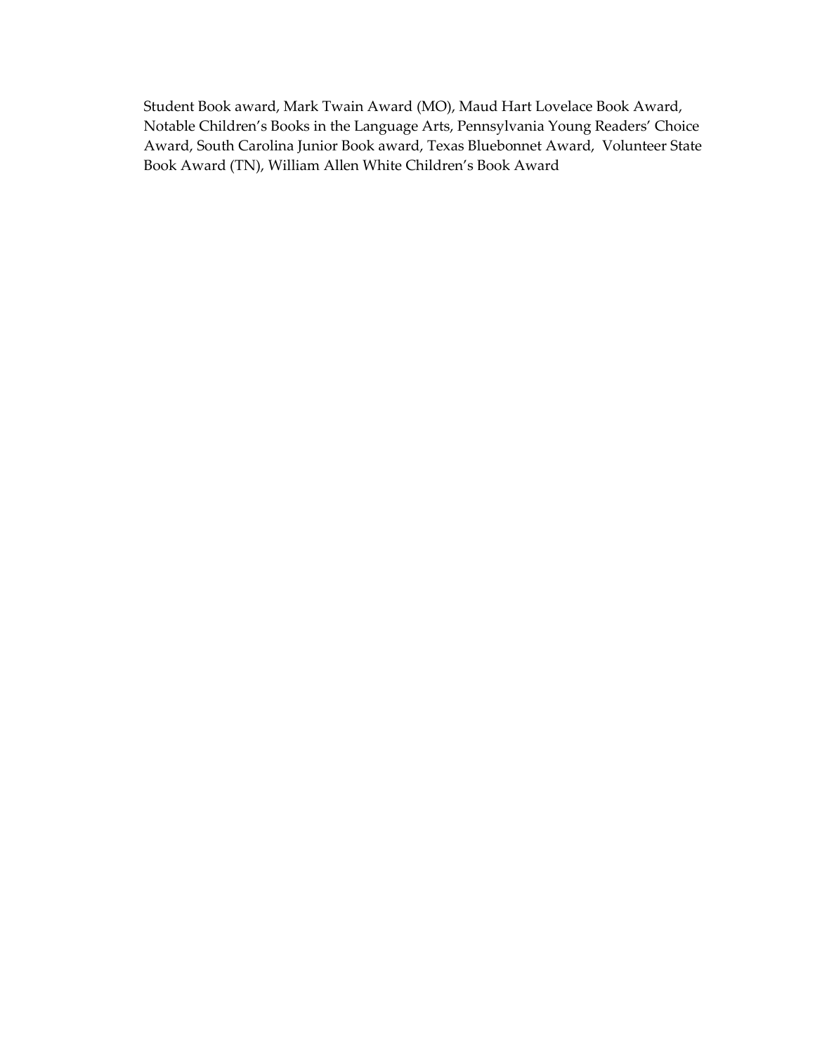Student Book award, Mark Twain Award (MO), Maud Hart Lovelace Book Award, Notable Children's Books in the Language Arts, Pennsylvania Young Readers' Choice Award, South Carolina Junior Book award, Texas Bluebonnet Award, Volunteer State Book Award (TN), William Allen White Children's Book Award